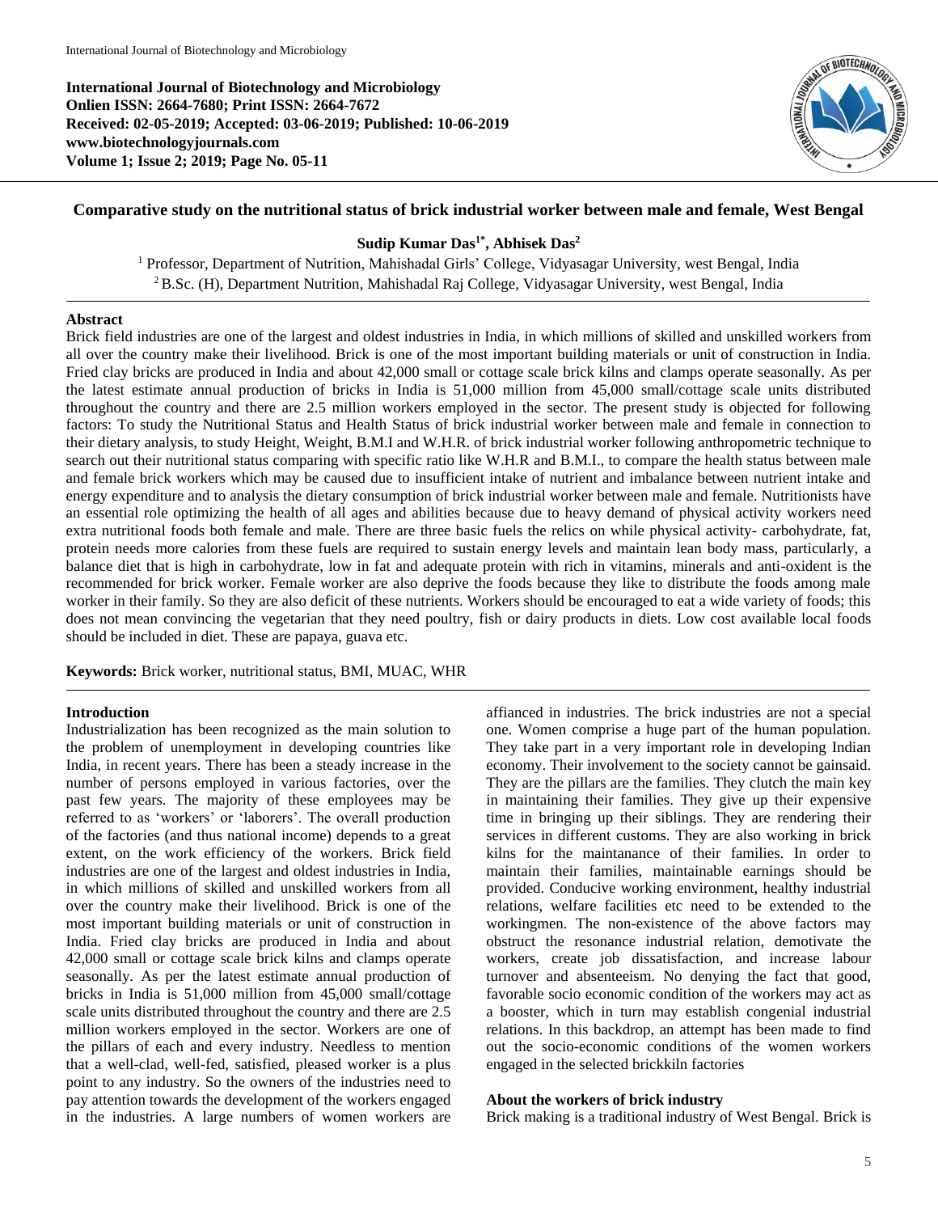International Journal of Biotechnology and Microbiology
Onlien ISSN: 2664-7680; Print ISSN: 2664-7672
Received: 02-05-2019; Accepted: 03-06-2019; Published: 10-06-2019
www.biotechnologyjournals.com
Volume 1; Issue 2; 2019; Page No. 05-11

# Comparative study on the nutritional status of brick industrial worker between male and female, West Bengal

**Sudip Kumar Das[1*], Abhisek Das[2]**

[1] Professor, Department of Nutrition, Mahishadal Girls' College, Vidyasagar University, west Bengal, India
[2] B.Sc. (H), Department Nutrition, Mahishadal Raj College, Vidyasagar University, west Bengal, India

## Abstract

Brick field industries are one of the largest and oldest industries in India, in which millions of skilled and unskilled workers from all over the country make their livelihood. Brick is one of the most important building materials or unit of construction in India. Fried clay bricks are produced in India and about 42,000 small or cottage scale brick kilns and clamps operate seasonally. As per the latest estimate annual production of bricks in India is 51,000 million from 45,000 small/cottage scale units distributed throughout the country and there are 2.5 million workers employed in the sector. The present study is objected for following factors: To study the Nutritional Status and Health Status of brick industrial worker between male and female in connection to their dietary analysis, to study Height, Weight, B.M.I and W.H.R. of brick industrial worker following anthropometric technique to search out their nutritional status comparing with specific ratio like W.H.R and B.M.I., to compare the health status between male and female brick workers which may be caused due to insufficient intake of nutrient and imbalance between nutrient intake and energy expenditure and to analysis the dietary consumption of brick industrial worker between male and female. Nutritionists have an essential role optimizing the health of all ages and abilities because due to heavy demand of physical activity workers need extra nutritional foods both female and male. There are three basic fuels the relics on while physical activity- carbohydrate, fat, protein needs more calories from these fuels are required to sustain energy levels and maintain lean body mass, particularly, a balance diet that is high in carbohydrate, low in fat and adequate protein with rich in vitamins, minerals and anti-oxident is the recommended for brick worker. Female worker are also deprive the foods because they like to distribute the foods among male worker in their family. So they are also deficit of these nutrients. Workers should be encouraged to eat a wide variety of foods; this does not mean convincing the vegetarian that they need poultry, fish or dairy products in diets. Low cost available local foods should be included in diet. These are papaya, guava etc.

**Keywords:** Brick worker, nutritional status, BMI, MUAC, WHR

## Introduction

Industrialization has been recognized as the main solution to the problem of unemployment in developing countries like India, in recent years. There has been a steady increase in the number of persons employed in various factories, over the past few years. The majority of these employees may be referred to as 'workers' or 'laborers'. The overall production of the factories (and thus national income) depends to a great extent, on the work efficiency of the workers. Brick field industries are one of the largest and oldest industries in India, in which millions of skilled and unskilled workers from all over the country make their livelihood. Brick is one of the most important building materials or unit of construction in India. Fried clay bricks are produced in India and about 42,000 small or cottage scale brick kilns and clamps operate seasonally. As per the latest estimate annual production of bricks in India is 51,000 million from 45,000 small/cottage scale units distributed throughout the country and there are 2.5 million workers employed in the sector. Workers are one of the pillars of each and every industry. Needless to mention that a well-clad, well-fed, satisfied, pleased worker is a plus point to any industry. So the owners of the industries need to pay attention towards the development of the workers engaged in the industries. A large numbers of women workers are affianced in industries. The brick industries are not a special one. Women comprise a huge part of the human population. They take part in a very important role in developing Indian economy. Their involvement to the society cannot be gainsaid. They are the pillars are the families. They clutch the main key in maintaining their families. They give up their expensive time in bringing up their siblings. They are rendering their services in different customs. They are also working in brick kilns for the maintanance of their families. In order to maintain their families, maintainable earnings should be provided. Conducive working environment, healthy industrial relations, welfare facilities etc need to be extended to the workingmen. The non-existence of the above factors may obstruct the resonance industrial relation, demotivate the workers, create job dissatisfaction, and increase labour turnover and absenteeism. No denying the fact that good, favorable socio economic condition of the workers may act as a booster, which in turn may establish congenial industrial relations. In this backdrop, an attempt has been made to find out the socio-economic conditions of the women workers engaged in the selected brickkiln factories

### About the workers of brick industry

Brick making is a traditional industry of West Bengal. Brick is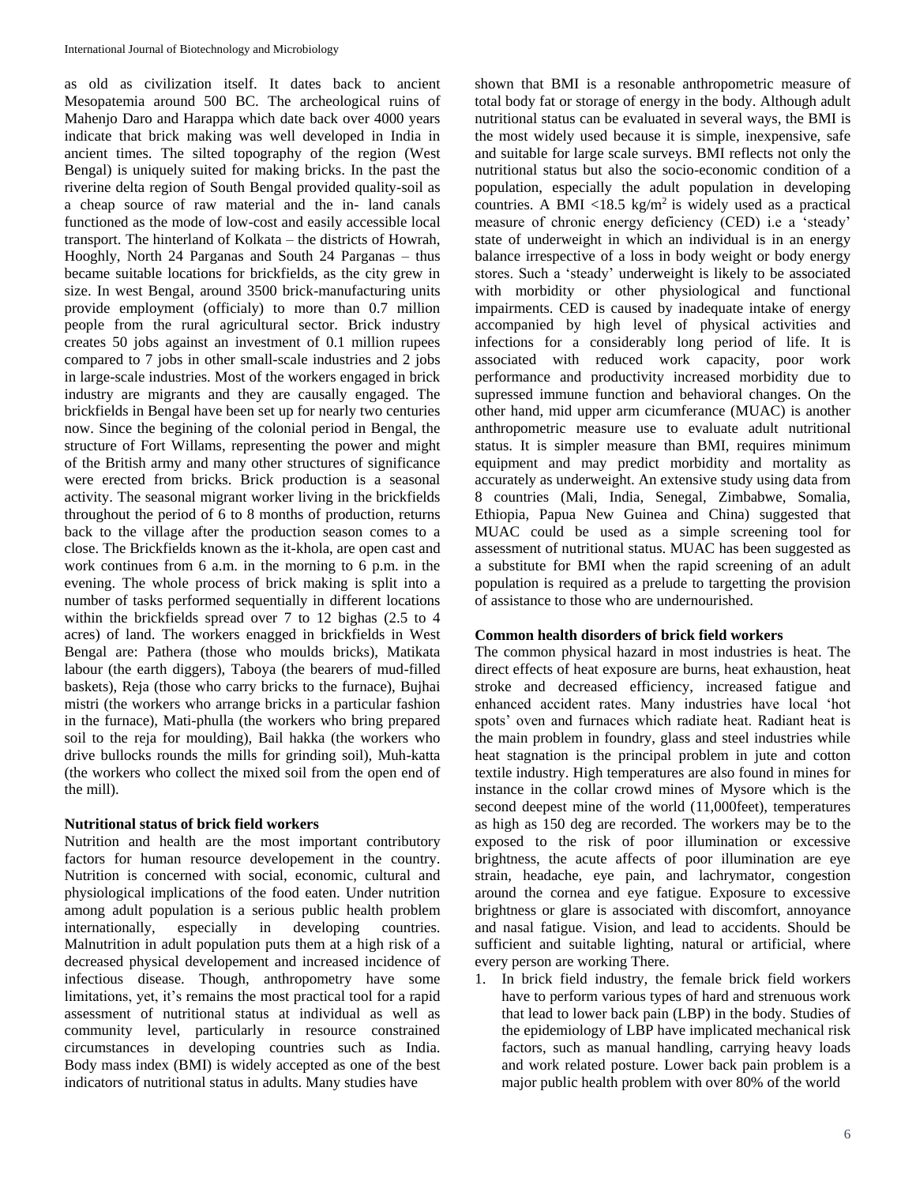as old as civilization itself. It dates back to ancient Mesopatemia around 500 BC. The archeological ruins of Mahenjo Daro and Harappa which date back over 4000 years indicate that brick making was well developed in India in ancient times. The silted topography of the region (West Bengal) is uniquely suited for making bricks. In the past the riverine delta region of South Bengal provided quality-soil as a cheap source of raw material and the in- land canals functioned as the mode of low-cost and easily accessible local transport. The hinterland of Kolkata – the districts of Howrah, Hooghly, North 24 Parganas and South 24 Parganas – thus became suitable locations for brickfields, as the city grew in size. In west Bengal, around 3500 brick-manufacturing units provide employment (officialy) to more than 0.7 million people from the rural agricultural sector. Brick industry creates 50 jobs against an investment of 0.1 million rupees compared to 7 jobs in other small-scale industries and 2 jobs in large-scale industries. Most of the workers engaged in brick industry are migrants and they are causally engaged. The brickfields in Bengal have been set up for nearly two centuries now. Since the begining of the colonial period in Bengal, the structure of Fort Willams, representing the power and might of the British army and many other structures of significance were erected from bricks. Brick production is a seasonal activity. The seasonal migrant worker living in the brickfields throughout the period of 6 to 8 months of production, returns back to the village after the production season comes to a close. The Brickfields known as the it-khola, are open cast and work continues from 6 a.m. in the morning to 6 p.m. in the evening. The whole process of brick making is split into a number of tasks performed sequentially in different locations within the brickfields spread over 7 to 12 bighas (2.5 to 4 acres) of land. The workers enagged in brickfields in West Bengal are: Pathera (those who moulds bricks), Matikata labour (the earth diggers), Taboya (the bearers of mud-filled baskets), Reja (those who carry bricks to the furnace), Bujhai mistri (the workers who arrange bricks in a particular fashion in the furnace), Mati-phulla (the workers who bring prepared soil to the reja for moulding), Bail hakka (the workers who drive bullocks rounds the mills for grinding soil), Muh-katta (the workers who collect the mixed soil from the open end of the mill).

**Nutritional status of brick field workers**

Nutrition and health are the most important contributory factors for human resource developement in the country. Nutrition is concerned with social, economic, cultural and physiological implications of the food eaten. Under nutrition among adult population is a serious public health problem internationally, especially in developing countries. Malnutrition in adult population puts them at a high risk of a decreased physical developement and increased incidence of infectious disease. Though, anthropometry have some limitations, yet, it's remains the most practical tool for a rapid assessment of nutritional status at individual as well as community level, particularly in resource constrained circumstances in developing countries such as India. Body mass index (BMI) is widely accepted as one of the best indicators of nutritional status in adults. Many studies have shown that BMI is a resonable anthropometric measure of total body fat or storage of energy in the body. Although adult nutritional status can be evaluated in several ways, the BMI is the most widely used because it is simple, inexpensive, safe and suitable for large scale surveys. BMI reflects not only the nutritional status but also the socio-economic condition of a population, especially the adult population in developing countries. A BMI <18.5 kg/m$^2$ is widely used as a practical measure of chronic energy deficiency (CED) i.e a 'steady' state of underweight in which an individual is in an energy balance irrespective of a loss in body weight or body energy stores. Such a 'steady' underweight is likely to be associated with morbidity or other physiological and functional impairments. CED is caused by inadequate intake of energy accompanied by high level of physical activities and infections for a considerably long period of life. It is associated with reduced work capacity, poor work performance and productivity increased morbidity due to supressed immune function and behavioral changes. On the other hand, mid upper arm cicumferance (MUAC) is another anthropometric measure use to evaluate adult nutritional status. It is simpler measure than BMI, requires minimum equipment and may predict morbidity and mortality as accurately as underweight. An extensive study using data from 8 countries (Mali, India, Senegal, Zimbabwe, Somalia, Ethiopia, Papua New Guinea and China) suggested that MUAC could be used as a simple screening tool for assessment of nutritional status. MUAC has been suggested as a substitute for BMI when the rapid screening of an adult population is required as a prelude to targetting the provision of assistance to those who are undernourished.

**Common health disorders of brick field workers**

The common physical hazard in most industries is heat. The direct effects of heat exposure are burns, heat exhaustion, heat stroke and decreased efficiency, increased fatigue and enhanced accident rates. Many industries have local 'hot spots' oven and furnaces which radiate heat. Radiant heat is the main problem in foundry, glass and steel industries while heat stagnation is the principal problem in jute and cotton textile industry. High temperatures are also found in mines for instance in the collar crowd mines of Mysore which is the second deepest mine of the world (11,000feet), temperatures as high as 150 deg are recorded. The workers may be to the exposed to the risk of poor illumination or excessive brightness, the acute affects of poor illumination are eye strain, headache, eye pain, and lachrymator, congestion around the cornea and eye fatigue. Exposure to excessive brightness or glare is associated with discomfort, annoyance and nasal fatigue. Vision, and lead to accidents. Should be sufficient and suitable lighting, natural or artificial, where every person are working There.

1. In brick field industry, the female brick field workers have to perform various types of hard and strenuous work that lead to lower back pain (LBP) in the body. Studies of the epidemiology of LBP have implicated mechanical risk factors, such as manual handling, carrying heavy loads and work related posture. Lower back pain problem is a major public health problem with over 80% of the world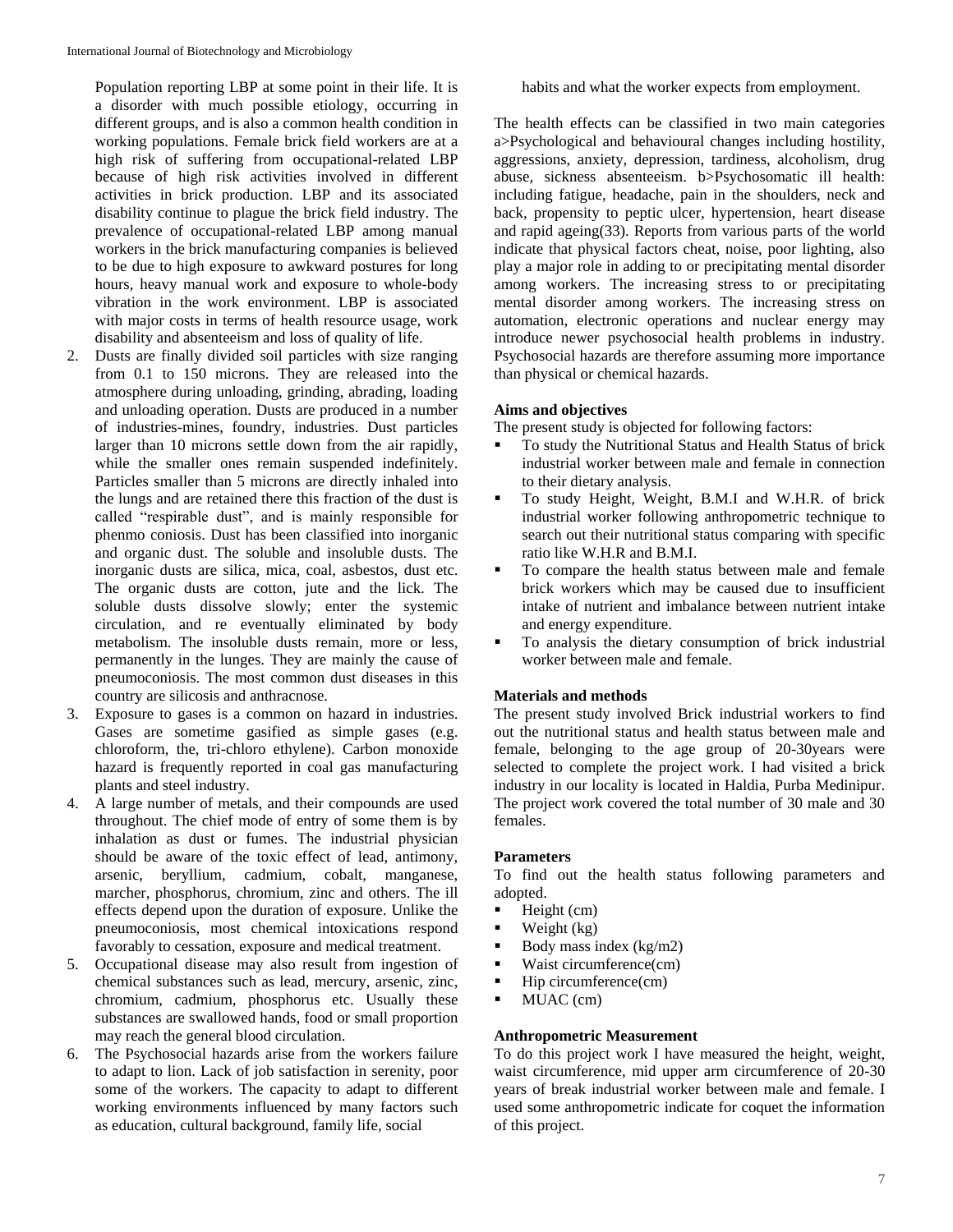Population reporting LBP at some point in their life. It is a disorder with much possible etiology, occurring in different groups, and is also a common health condition in working populations. Female brick field workers are at a high risk of suffering from occupational-related LBP because of high risk activities involved in different activities in brick production. LBP and its associated disability continue to plague the brick field industry. The prevalence of occupational-related LBP among manual workers in the brick manufacturing companies is believed to be due to high exposure to awkward postures for long hours, heavy manual work and exposure to whole-body vibration in the work environment. LBP is associated with major costs in terms of health resource usage, work disability and absenteeism and loss of quality of life.

2. Dusts are finally divided soil particles with size ranging from 0.1 to 150 microns. They are released into the atmosphere during unloading, grinding, abrading, loading and unloading operation. Dusts are produced in a number of industries-mines, foundry, industries. Dust particles larger than 10 microns settle down from the air rapidly, while the smaller ones remain suspended indefinitely. Particles smaller than 5 microns are directly inhaled into the lungs and are retained there this fraction of the dust is called "respirable dust", and is mainly responsible for phenmo coniosis. Dust has been classified into inorganic and organic dust. The soluble and insoluble dusts. The inorganic dusts are silica, mica, coal, asbestos, dust etc. The organic dusts are cotton, jute and the lick. The soluble dusts dissolve slowly; enter the systemic circulation, and re eventually eliminated by body metabolism. The insoluble dusts remain, more or less, permanently in the lunges. They are mainly the cause of pneumoconiosis. The most common dust diseases in this country are silicosis and anthracnose.
3. Exposure to gases is a common on hazard in industries. Gases are sometime gasified as simple gases (e.g. chloroform, the, tri-chloro ethylene). Carbon monoxide hazard is frequently reported in coal gas manufacturing plants and steel industry.
4. A large number of metals, and their compounds are used throughout. The chief mode of entry of some them is by inhalation as dust or fumes. The industrial physician should be aware of the toxic effect of lead, antimony, arsenic, beryllium, cadmium, cobalt, manganese, marcher, phosphorus, chromium, zinc and others. The ill effects depend upon the duration of exposure. Unlike the pneumoconiosis, most chemical intoxications respond favorably to cessation, exposure and medical treatment.
5. Occupational disease may also result from ingestion of chemical substances such as lead, mercury, arsenic, zinc, chromium, cadmium, phosphorus etc. Usually these substances are swallowed hands, food or small proportion may reach the general blood circulation.
6. The Psychosocial hazards arise from the workers failure to adapt to lion. Lack of job satisfaction in serenity, poor some of the workers. The capacity to adapt to different working environments influenced by many factors such as education, cultural background, family life, social habits and what the worker expects from employment.

The health effects can be classified in two main categories a>Psychological and behavioural changes including hostility, aggressions, anxiety, depression, tardiness, alcoholism, drug abuse, sickness absenteeism. b>Psychosomatic ill health: including fatigue, headache, pain in the shoulders, neck and back, propensity to peptic ulcer, hypertension, heart disease and rapid ageing(33). Reports from various parts of the world indicate that physical factors cheat, noise, poor lighting, also play a major role in adding to or precipitating mental disorder among workers. The increasing stress to or precipitating mental disorder among workers. The increasing stress on automation, electronic operations and nuclear energy may introduce newer psychosocial health problems in industry. Psychosocial hazards are therefore assuming more importance than physical or chemical hazards.

**Aims and objectives**

The present study is objected for following factors:

- To study the Nutritional Status and Health Status of brick industrial worker between male and female in connection to their dietary analysis.
- To study Height, Weight, B.M.I and W.H.R. of brick industrial worker following anthropometric technique to search out their nutritional status comparing with specific ratio like W.H.R and B.M.I.
- To compare the health status between male and female brick workers which may be caused due to insufficient intake of nutrient and imbalance between nutrient intake and energy expenditure.
- To analysis the dietary consumption of brick industrial worker between male and female.

**Materials and methods**

The present study involved Brick industrial workers to find out the nutritional status and health status between male and female, belonging to the age group of 20-30years were selected to complete the project work. I had visited a brick industry in our locality is located in Haldia, Purba Medinipur. The project work covered the total number of 30 male and 30 females.

**Parameters**

To find out the health status following parameters and adopted.

- Height (cm)
- Weight (kg)
- Body mass index (kg/m2)
- Waist circumference(cm)
- Hip circumference(cm)
- MUAC (cm)

**Anthropometric Measurement**

To do this project work I have measured the height, weight, waist circumference, mid upper arm circumference of 20-30 years of break industrial worker between male and female. I used some anthropometric indicate for coquet the information of this project.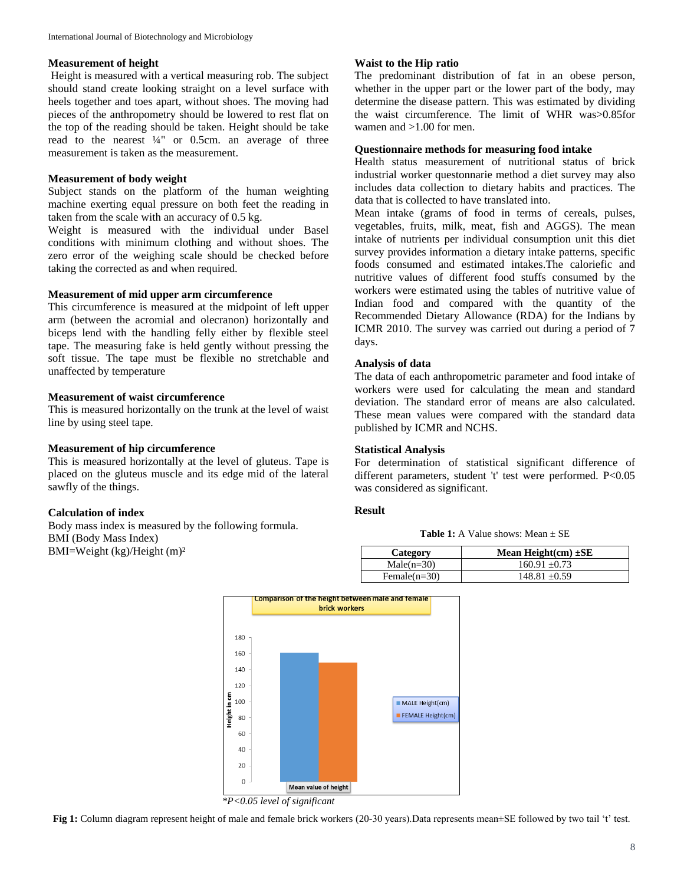### Measurement of height

Height is measured with a vertical measuring rob. The subject should stand create looking straight on a level surface with heels together and toes apart, without shoes. The moving had pieces of the anthropometry should be lowered to rest flat on the top of the reading should be taken. Height should be take read to the nearest ¼" or 0.5cm. an average of three measurement is taken as the measurement.

### Measurement of body weight

Subject stands on the platform of the human weighting machine exerting equal pressure on both feet the reading in taken from the scale with an accuracy of 0.5 kg.

Weight is measured with the individual under Basel conditions with minimum clothing and without shoes. The zero error of the weighing scale should be checked before taking the corrected as and when required.

### Measurement of mid upper arm circumference

This circumference is measured at the midpoint of left upper arm (between the acromial and olecranon) horizontally and biceps lend with the handling felly either by flexible steel tape. The measuring fake is held gently without pressing the soft tissue. The tape must be flexible no stretchable and unaffected by temperature

### Measurement of waist circumference

This is measured horizontally on the trunk at the level of waist line by using steel tape.

### Measurement of hip circumference

This is measured horizontally at the level of gluteus. Tape is placed on the gluteus muscle and its edge mid of the lateral sawfly of the things.

### Calculation of index

Body mass index is measured by the following formula.

BMI (Body Mass Index)

$$BMI = Weight\ (kg)/Height\ (m)^2$$

### Waist to the Hip ratio

The predominant distribution of fat in an obese person, whether in the upper part or the lower part of the body, may determine the disease pattern. This was estimated by dividing the waist circumference. The limit of WHR was>0.85for wamen and >1.00 for men.

### Questionnaire methods for measuring food intake

Health status measurement of nutritional status of brick industrial worker questonnarie method a diet survey may also includes data collection to dietary habits and practices. The data that is collected to have translated into.

Mean intake (grams of food in terms of cereals, pulses, vegetables, fruits, milk, meat, fish and AGGS). The mean intake of nutrients per individual consumption unit this diet survey provides information a dietary intake patterns, specific foods consumed and estimated intakes.The caloriefic and nutritive values of different food stuffs consumed by the workers were estimated using the tables of nutritive value of Indian food and compared with the quantity of the Recommended Dietary Allowance (RDA) for the Indians by ICMR 2010. The survey was carried out during a period of 7 days.

### Analysis of data

The data of each anthropometric parameter and food intake of workers were used for calculating the mean and standard deviation. The standard error of means are also calculated. These mean values were compared with the standard data published by ICMR and NCHS.

### Statistical Analysis

For determination of statistical significant difference of different parameters, student 't' test were performed. $P<0.05$ was considered as significant.

### Result

**Table 1:** A Value shows: Mean ± SE

| Category | Mean Height(cm) ±SE |
|---|---|
| Male(n=30) | 160.91 ±0.73 |
| Femal(n=30) | 148.81 ±0.59 |

*P<0.05 level of significant

**Fig 1:** Column diagram represent height of male and female brick workers (20-30 years).Data represents mean±SE followed by two tail 't' test.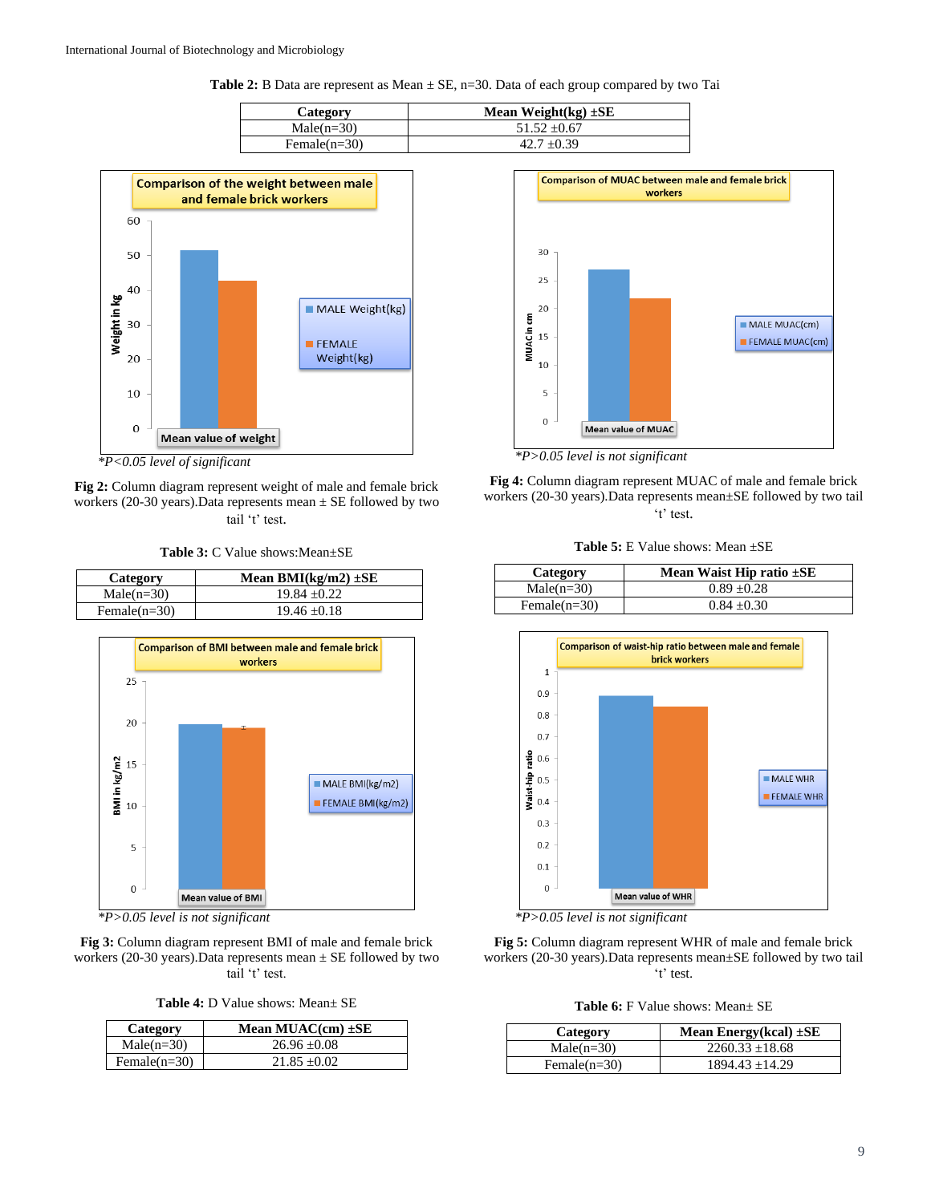**Table 2:** B Data are represent as Mean ± SE, n=30. Data of each group compared by two Tai

| Category | Mean Weight(kg) ±SE |
|---|---|
| Male(n=30) | 51.52 ±0.67 |
| Female(n=30) | 42.7 ±0.39 |

*P<0.05 level of significant

**Fig 2:** Column diagram represent weight of male and female brick workers (20-30 years).Data represents mean ± SE followed by two tail 't' test.

**Table 3:** C Value shows:Mean±SE

| Category | Mean BMI(kg/m2) ±SE |
|---|---|
| Male(n=30) | 19.84 ±0.22 |
| Female(n=30) | 19.46 ±0.18 |

*P>0.05 level is not significant

**Fig 3:** Column diagram represent BMI of male and female brick workers (20-30 years).Data represents mean ± SE followed by two tail 't' test.

**Table 4:** D Value shows: Mean± SE

| Category | Mean MUAC(cm) ±SE |
|---|---|
| Male(n=30) | 26.96 ±0.08 |
| Female(n=30) | 21.85 ±0.02 |

*P>0.05 level is not significant

**Fig 4:** Column diagram represent MUAC of male and female brick workers (20-30 years).Data represents mean±SE followed by two tail 't' test.

**Table 5:** E Value shows: Mean ±SE

| Category | Mean Waist Hip ratio ±SE |
|---|---|
| Male(n=30) | 0.89 ±0.28 |
| Female(n=30) | 0.84 ±0.30 |

*P>0.05 level is not significant

**Fig 5:** Column diagram represent WHR of male and female brick workers (20-30 years).Data represents mean±SE followed by two tail 't' test.

**Table 6:** F Value shows: Mean± SE

| Category | Mean Energy(kcal) ±SE |
|---|---|
| Male(n=30) | 2260.33 ±18.68 |
| Female(n=30) | 1894.43 ±14.29 |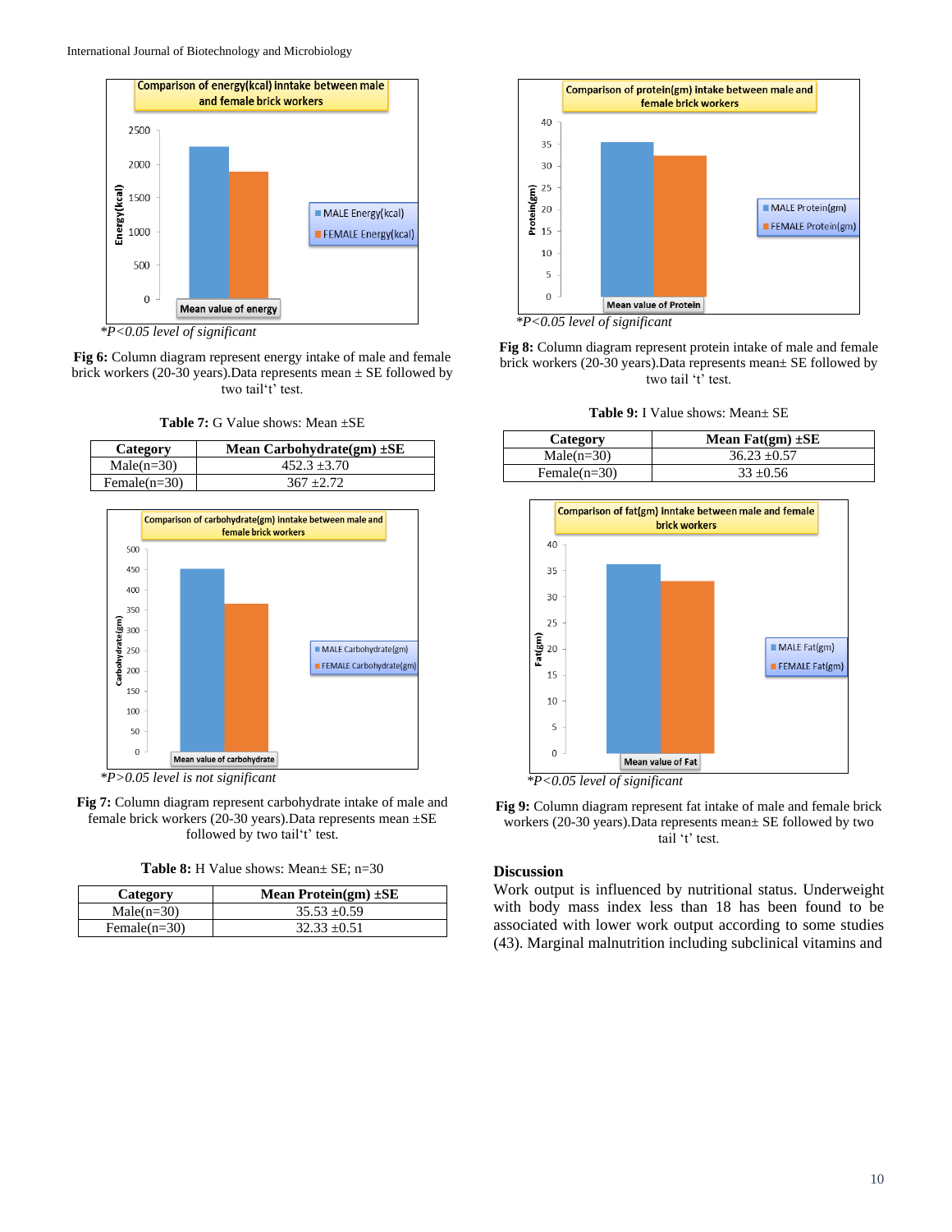*P<0.05 level of significant

**Fig 6:** Column diagram represent energy intake of male and female brick workers (20-30 years).Data represents mean ± SE followed by two tail't' test.

**Table 7:** G Value shows: Mean ±SE

| Category | Mean Carbohydrate(gm) ±SE |
|---|---|
| Male(n=30) | 452.3 ±3.70 |
| Female(n=30) | 367 ±2.72 |

*P>0.05 level is not significant

**Fig 7:** Column diagram represent carbohydrate intake of male and female brick workers (20-30 years).Data represents mean ±SE followed by two tail't' test.

**Table 8:** H Value shows: Mean± SE; n=30

| Category | Mean Protein(gm) ±SE |
|---|---|
| Male(n=30) | 35.53 ±0.59 |
| Female(n=30) | 32.33 ±0.51 |

*P<0.05 level of significant

**Fig 8:** Column diagram represent protein intake of male and female brick workers (20-30 years).Data represents mean± SE followed by two tail 't' test.

**Table 9:** I Value shows: Mean± SE

| Category | Mean Fat(gm) ±SE |
|---|---|
| Male(n=30) | 36.23 ±0.57 |
| Female(n=30) | 33 ±0.56 |

*P<0.05 level of significant

**Fig 9:** Column diagram represent fat intake of male and female brick workers (20-30 years).Data represents mean± SE followed by two tail 't' test.

## Discussion

Work output is influenced by nutritional status. Underweight with body mass index less than 18 has been found to be associated with lower work output according to some studies (43). Marginal malnutrition including subclinical vitamins and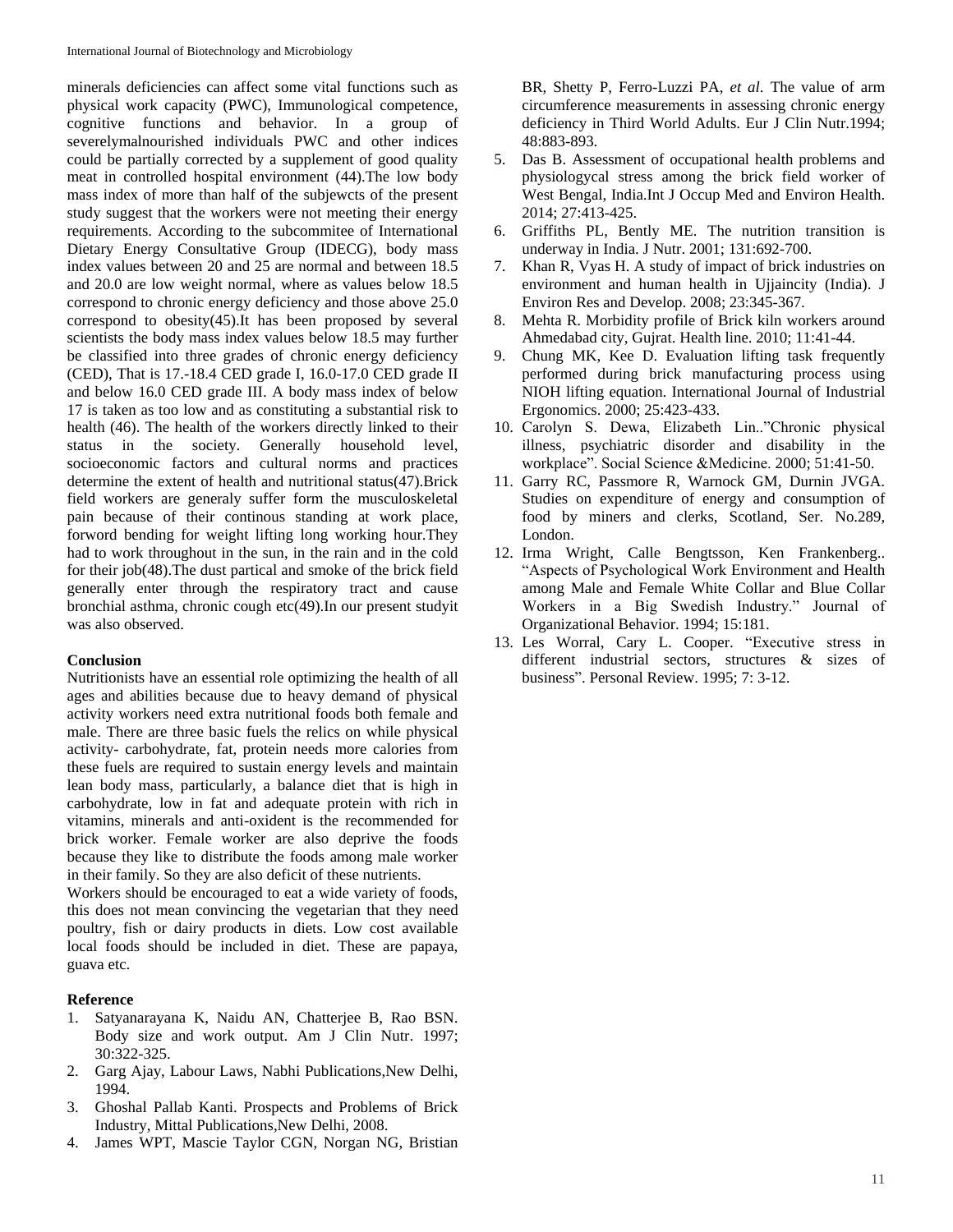minerals deficiencies can affect some vital functions such as physical work capacity (PWC), Immunological competence, cognitive functions and behavior. In a group of severelymalnourished individuals PWC and other indices could be partially corrected by a supplement of good quality meat in controlled hospital environment (44).The low body mass index of more than half of the subjewcts of the present study suggest that the workers were not meeting their energy requirements. According to the subcommitee of International Dietary Energy Consultative Group (IDECG), body mass index values between 20 and 25 are normal and between 18.5 and 20.0 are low weight normal, where as values below 18.5 correspond to chronic energy deficiency and those above 25.0 correspond to obesity(45).It has been proposed by several scientists the body mass index values below 18.5 may further be classified into three grades of chronic energy deficiency (CED), That is 17.-18.4 CED grade I, 16.0-17.0 CED grade II and below 16.0 CED grade III. A body mass index of below 17 is taken as too low and as constituting a substantial risk to health (46). The health of the workers directly linked to their status in the society. Generally household level, socioeconomic factors and cultural norms and practices determine the extent of health and nutritional status(47).Brick field workers are generaly suffer form the musculoskeletal pain because of their continous standing at work place, forword bending for weight lifting long working hour.They had to work throughout in the sun, in the rain and in the cold for their job(48).The dust partical and smoke of the brick field generally enter through the respiratory tract and cause bronchial asthma, chronic cough etc(49).In our present studyit was also observed.

## Conclusion

Nutritionists have an essential role optimizing the health of all ages and abilities because due to heavy demand of physical activity workers need extra nutritional foods both female and male. There are three basic fuels the relics on while physical activity- carbohydrate, fat, protein needs more calories from these fuels are required to sustain energy levels and maintain lean body mass, particularly, a balance diet that is high in carbohydrate, low in fat and adequate protein with rich in vitamins, minerals and anti-oxident is the recommended for brick worker. Female worker are also deprive the foods because they like to distribute the foods among male worker in their family. So they are also deficit of these nutrients.

Workers should be encouraged to eat a wide variety of foods, this does not mean convincing the vegetarian that they need poultry, fish or dairy products in diets. Low cost available local foods should be included in diet. These are papaya, guava etc.

## Reference

1. Satyanarayana K, Naidu AN, Chatterjee B, Rao BSN. Body size and work output. Am J Clin Nutr. 1997; 30:322-325.
2. Garg Ajay, Labour Laws, Nabhi Publications,New Delhi, 1994.
3. Ghoshal Pallab Kanti. Prospects and Problems of Brick Industry, Mittal Publications,New Delhi, 2008.
4. James WPT, Mascie Taylor CGN, Norgan NG, Bristian BR, Shetty P, Ferro-Luzzi PA, *et al*. The value of arm circumference measurements in assessing chronic energy deficiency in Third World Adults. Eur J Clin Nutr.1994; 48:883-893.
5. Das B. Assessment of occupational health problems and physiologycal stress among the brick field worker of West Bengal, India.Int J Occup Med and Environ Health. 2014; 27:413-425.
6. Griffiths PL, Bently ME. The nutrition transition is underway in India. J Nutr. 2001; 131:692-700.
7. Khan R, Vyas H. A study of impact of brick industries on environment and human health in Ujjaincity (India). J Environ Res and Develop. 2008; 23:345-367.
8. Mehta R. Morbidity profile of Brick kiln workers around Ahmedabad city, Gujrat. Health line. 2010; 11:41-44.
9. Chung MK, Kee D. Evaluation lifting task frequently performed during brick manufacturing process using NIOH lifting equation. International Journal of Industrial Ergonomics. 2000; 25:423-433.
10. Carolyn S. Dewa, Elizabeth Lin..”Chronic physical illness, psychiatric disorder and disability in the workplace”. Social Science &Medicine. 2000; 51:41-50.
11. Garry RC, Passmore R, Warnock GM, Durnin JVGA. Studies on expenditure of energy and consumption of food by miners and clerks, Scotland, Ser. No.289, London.
12. Irma Wright, Calle Bengtsson, Ken Frankenberg.. “Aspects of Psychological Work Environment and Health among Male and Female White Collar and Blue Collar Workers in a Big Swedish Industry.” Journal of Organizational Behavior. 1994; 15:181.
13. Les Worral, Cary L. Cooper. “Executive stress in different industrial sectors, structures & sizes of business”. Personal Review. 1995; 7: 3-12.